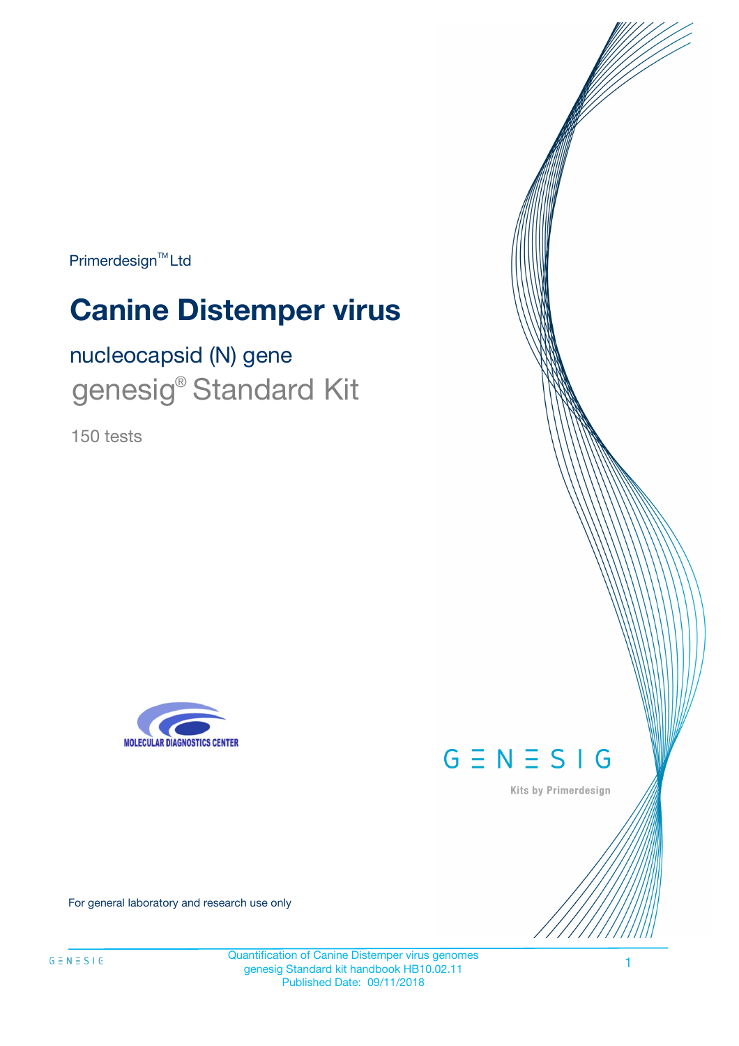Primerdesign™ Ltd

# Canine Distemper virus

## nucleocapsid (N) gene

## genesig® Standard Kit

150 tests

MOLECULAR DIAGNOSTICS CENTER

GENESIG

Kits by Primerdesign

For general laboratory and research use only

Quantification of Canine Distemper virus genomes
genesig Standard kit handbook HB10.02.11
Published Date: 09/11/2018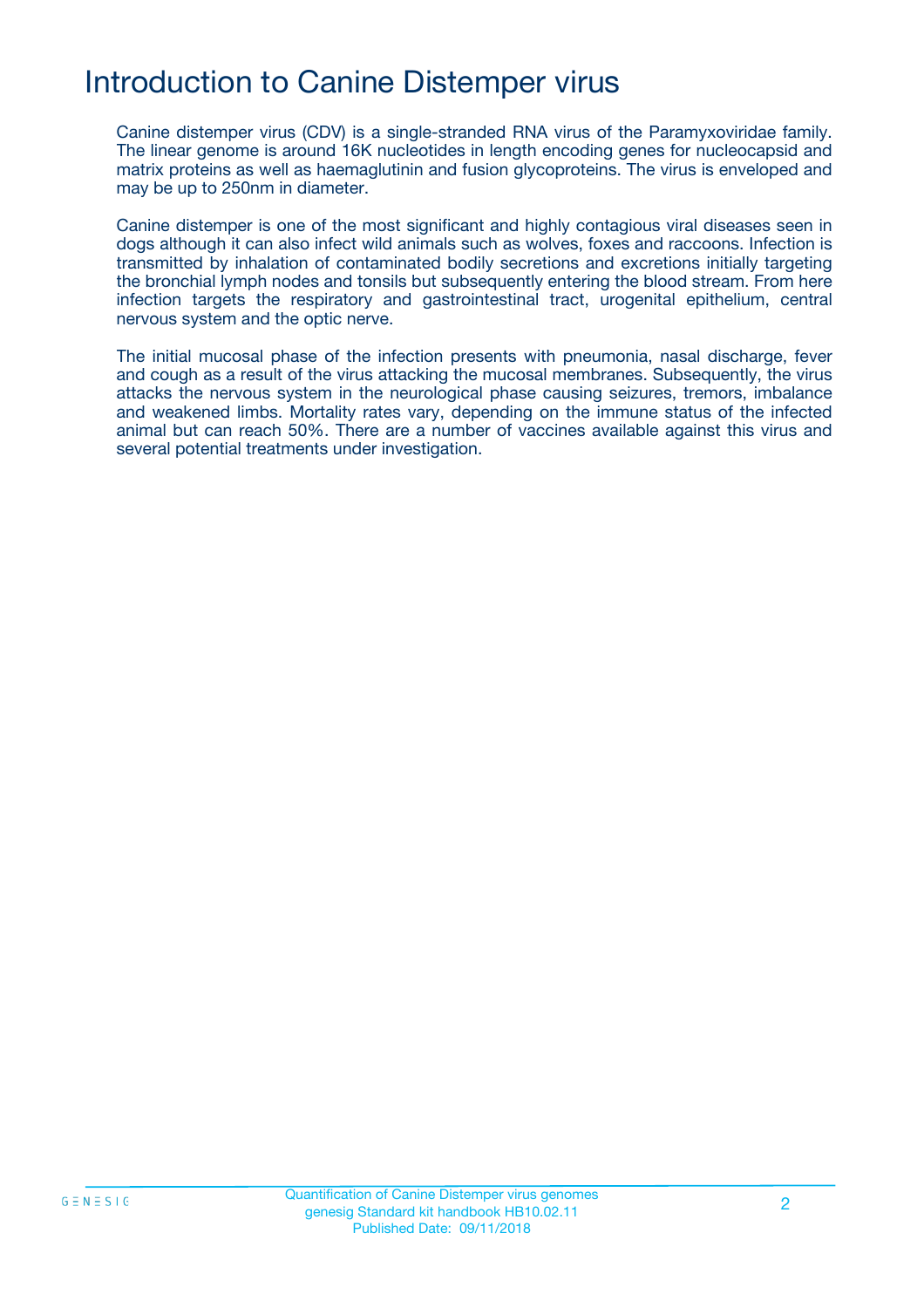# Introduction to Canine Distemper virus

Canine distemper virus (CDV) is a single-stranded RNA virus of the Paramyxoviridae family. The linear genome is around 16K nucleotides in length encoding genes for nucleocapsid and matrix proteins as well as haemaglutinin and fusion glycoproteins. The virus is enveloped and may be up to 250nm in diameter.

Canine distemper is one of the most significant and highly contagious viral diseases seen in dogs although it can also infect wild animals such as wolves, foxes and raccoons. Infection is transmitted by inhalation of contaminated bodily secretions and excretions initially targeting the bronchial lymph nodes and tonsils but subsequently entering the blood stream. From here infection targets the respiratory and gastrointestinal tract, urogenital epithelium, central nervous system and the optic nerve.

The initial mucosal phase of the infection presents with pneumonia, nasal discharge, fever and cough as a result of the virus attacking the mucosal membranes. Subsequently, the virus attacks the nervous system in the neurological phase causing seizures, tremors, imbalance and weakened limbs. Mortality rates vary, depending on the immune status of the infected animal but can reach 50%. There are a number of vaccines available against this virus and several potential treatments under investigation.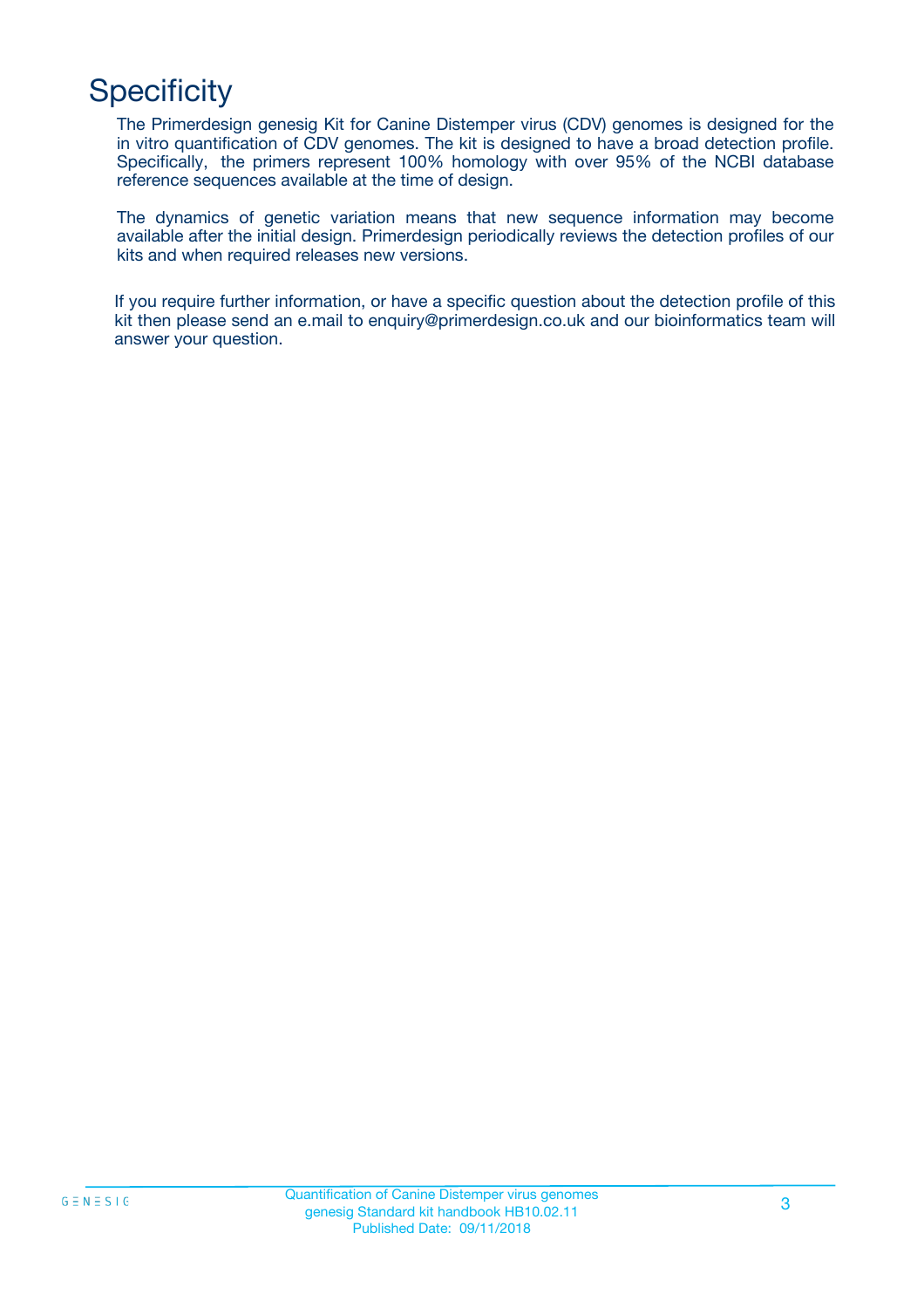# Specificity

The Primerdesign genesig Kit for Canine Distemper virus (CDV) genomes is designed for the in vitro quantification of CDV genomes. The kit is designed to have a broad detection profile. Specifically, the primers represent 100% homology with over 95% of the NCBI database reference sequences available at the time of design.

The dynamics of genetic variation means that new sequence information may become available after the initial design. Primerdesign periodically reviews the detection profiles of our kits and when required releases new versions.

If you require further information, or have a specific question about the detection profile of this kit then please send an e.mail to enquiry@primerdesign.co.uk and our bioinformatics team will answer your question.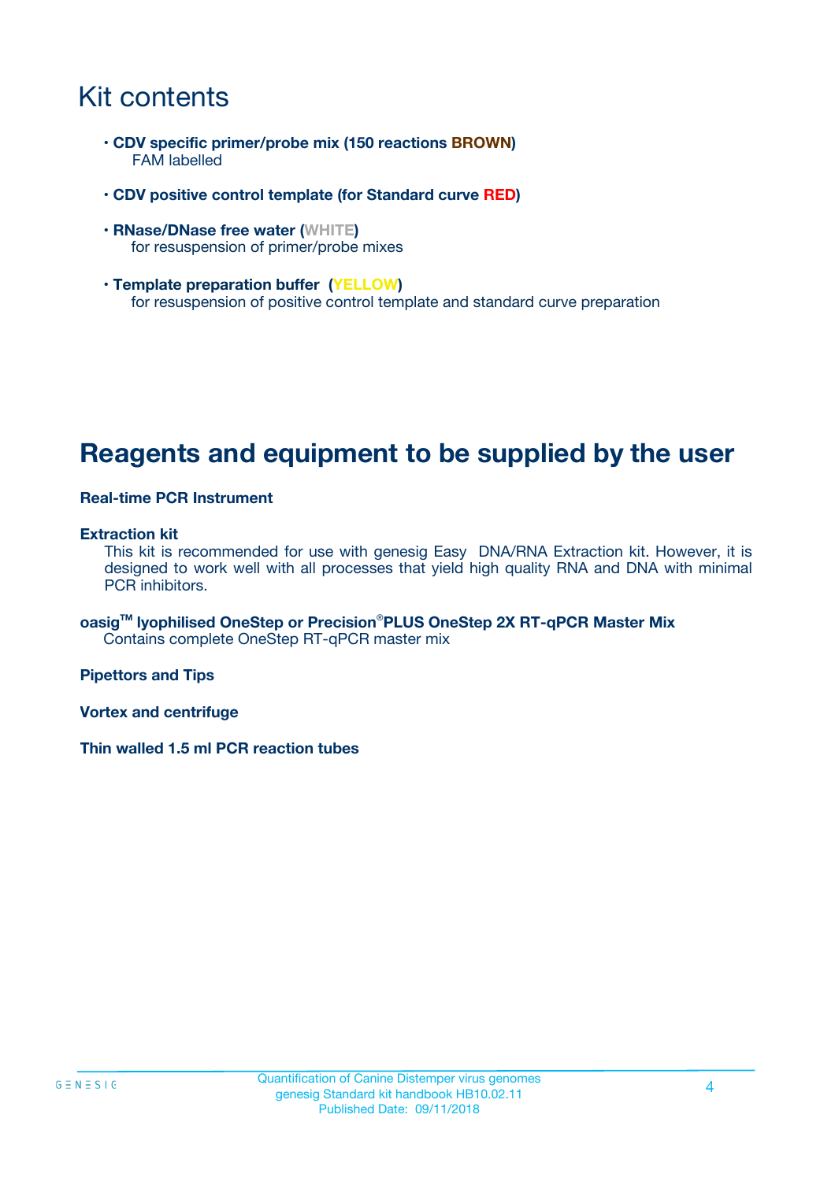# Kit contents

- **CDV specific primer/probe mix (150 reactions BROWN)**
  FAM labelled
- **CDV positive control template (for Standard curve RED)**
- **RNase/DNase free water (WHITE)**
  for resuspension of primer/probe mixes
- **Template preparation buffer (YELLOW)**
  for resuspension of positive control template and standard curve preparation

# Reagents and equipment to be supplied by the user

**Real-time PCR Instrument**

**Extraction kit**
This kit is recommended for use with genesig Easy DNA/RNA Extraction kit. However, it is designed to work well with all processes that yield high quality RNA and DNA with minimal PCR inhibitors.

**oasig™ lyophilised OneStep or Precision®PLUS OneStep 2X RT-qPCR Master Mix**
Contains complete OneStep RT-qPCR master mix

**Pipettors and Tips**

**Vortex and centrifuge**

**Thin walled 1.5 ml PCR reaction tubes**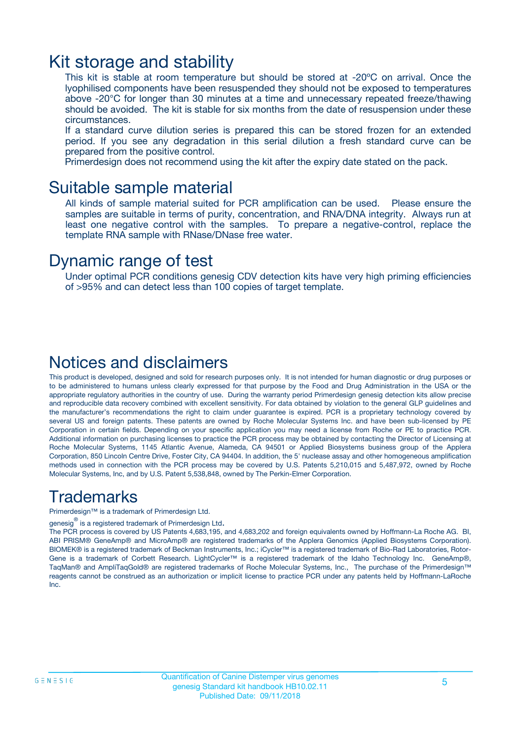# Kit storage and stability

This kit is stable at room temperature but should be stored at -20ºC on arrival. Once the lyophilised components have been resuspended they should not be exposed to temperatures above -20°C for longer than 30 minutes at a time and unnecessary repeated freeze/thawing should be avoided. The kit is stable for six months from the date of resuspension under these circumstances.

If a standard curve dilution series is prepared this can be stored frozen for an extended period. If you see any degradation in this serial dilution a fresh standard curve can be prepared from the positive control.

Primerdesign does not recommend using the kit after the expiry date stated on the pack.

# Suitable sample material

All kinds of sample material suited for PCR amplification can be used. Please ensure the samples are suitable in terms of purity, concentration, and RNA/DNA integrity. Always run at least one negative control with the samples. To prepare a negative-control, replace the template RNA sample with RNase/DNase free water.

# Dynamic range of test

Under optimal PCR conditions genesig CDV detection kits have very high priming efficiencies of >95% and can detect less than 100 copies of target template.

# Notices and disclaimers

This product is developed, designed and sold for research purposes only. It is not intended for human diagnostic or drug purposes or to be administered to humans unless clearly expressed for that purpose by the Food and Drug Administration in the USA or the appropriate regulatory authorities in the country of use. During the warranty period Primerdesign genesig detection kits allow precise and reproducible data recovery combined with excellent sensitivity. For data obtained by violation to the general GLP guidelines and the manufacturer's recommendations the right to claim under guarantee is expired. PCR is a proprietary technology covered by several US and foreign patents. These patents are owned by Roche Molecular Systems Inc. and have been sub-licensed by PE Corporation in certain fields. Depending on your specific application you may need a license from Roche or PE to practice PCR. Additional information on purchasing licenses to practice the PCR process may be obtained by contacting the Director of Licensing at Roche Molecular Systems, 1145 Atlantic Avenue, Alameda, CA 94501 or Applied Biosystems business group of the Applera Corporation, 850 Lincoln Centre Drive, Foster City, CA 94404. In addition, the 5' nuclease assay and other homogeneous amplification methods used in connection with the PCR process may be covered by U.S. Patents 5,210,015 and 5,487,972, owned by Roche Molecular Systems, Inc, and by U.S. Patent 5,538,848, owned by The Perkin-Elmer Corporation.

# Trademarks

Primerdesign™ is a trademark of Primerdesign Ltd.

genesig® is a registered trademark of Primerdesign Ltd.

The PCR process is covered by US Patents 4,683,195, and 4,683,202 and foreign equivalents owned by Hoffmann-La Roche AG. BI, ABI PRISM® GeneAmp® and MicroAmp® are registered trademarks of the Applera Genomics (Applied Biosystems Corporation). BIOMEK® is a registered trademark of Beckman Instruments, Inc.; iCycler™ is a registered trademark of Bio-Rad Laboratories, Rotor-Gene is a trademark of Corbett Research. LightCycler™ is a registered trademark of the Idaho Technology Inc. GeneAmp®, TaqMan® and AmpliTaqGold® are registered trademarks of Roche Molecular Systems, Inc., The purchase of the Primerdesign™ reagents cannot be construed as an authorization or implicit license to practice PCR under any patents held by Hoffmann-LaRoche Inc.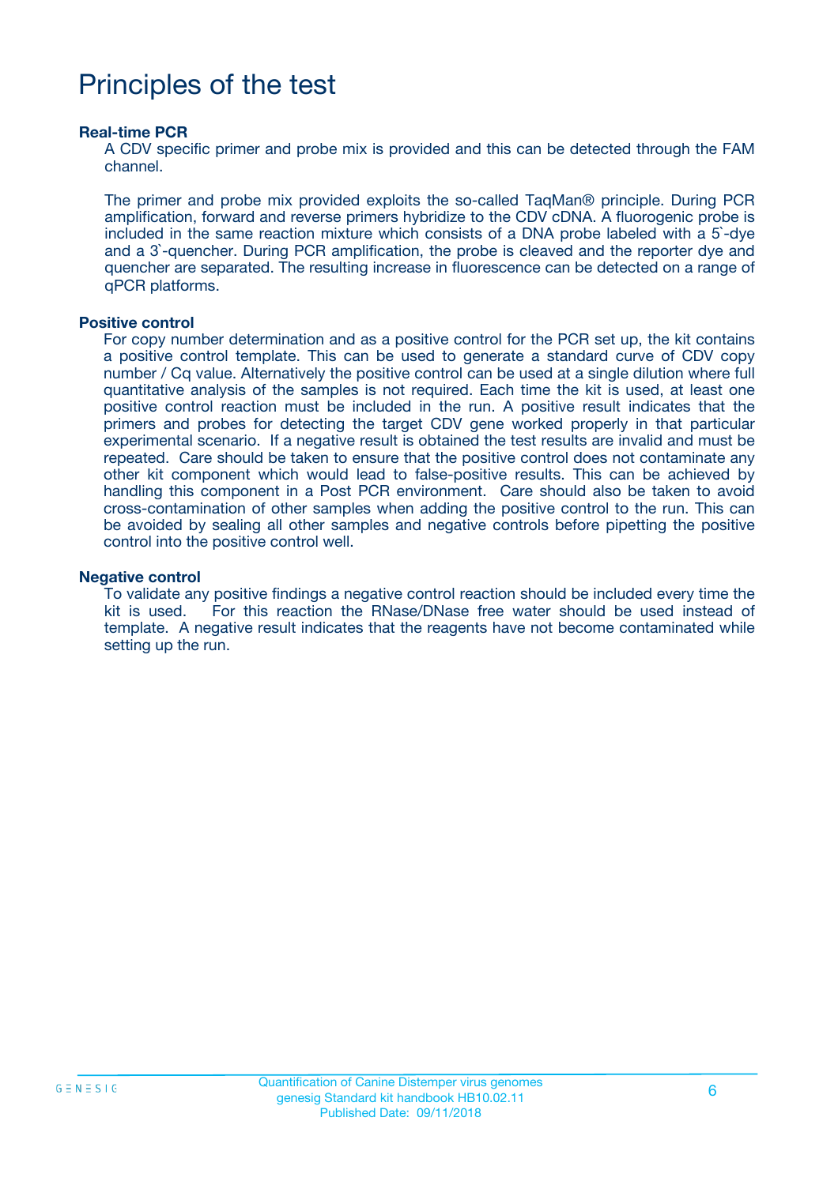# Principles of the test

**Real-time PCR**

A CDV specific primer and probe mix is provided and this can be detected through the FAM channel.

The primer and probe mix provided exploits the so-called TaqMan® principle. During PCR amplification, forward and reverse primers hybridize to the CDV cDNA. A fluorogenic probe is included in the same reaction mixture which consists of a DNA probe labeled with a 5`-dye and a 3`-quencher. During PCR amplification, the probe is cleaved and the reporter dye and quencher are separated. The resulting increase in fluorescence can be detected on a range of qPCR platforms.

**Positive control**

For copy number determination and as a positive control for the PCR set up, the kit contains a positive control template. This can be used to generate a standard curve of CDV copy number / Cq value. Alternatively the positive control can be used at a single dilution where full quantitative analysis of the samples is not required. Each time the kit is used, at least one positive control reaction must be included in the run. A positive result indicates that the primers and probes for detecting the target CDV gene worked properly in that particular experimental scenario. If a negative result is obtained the test results are invalid and must be repeated. Care should be taken to ensure that the positive control does not contaminate any other kit component which would lead to false-positive results. This can be achieved by handling this component in a Post PCR environment. Care should also be taken to avoid cross-contamination of other samples when adding the positive control to the run. This can be avoided by sealing all other samples and negative controls before pipetting the positive control into the positive control well.

**Negative control**

To validate any positive findings a negative control reaction should be included every time the kit is used. For this reaction the RNase/DNase free water should be used instead of template. A negative result indicates that the reagents have not become contaminated while setting up the run.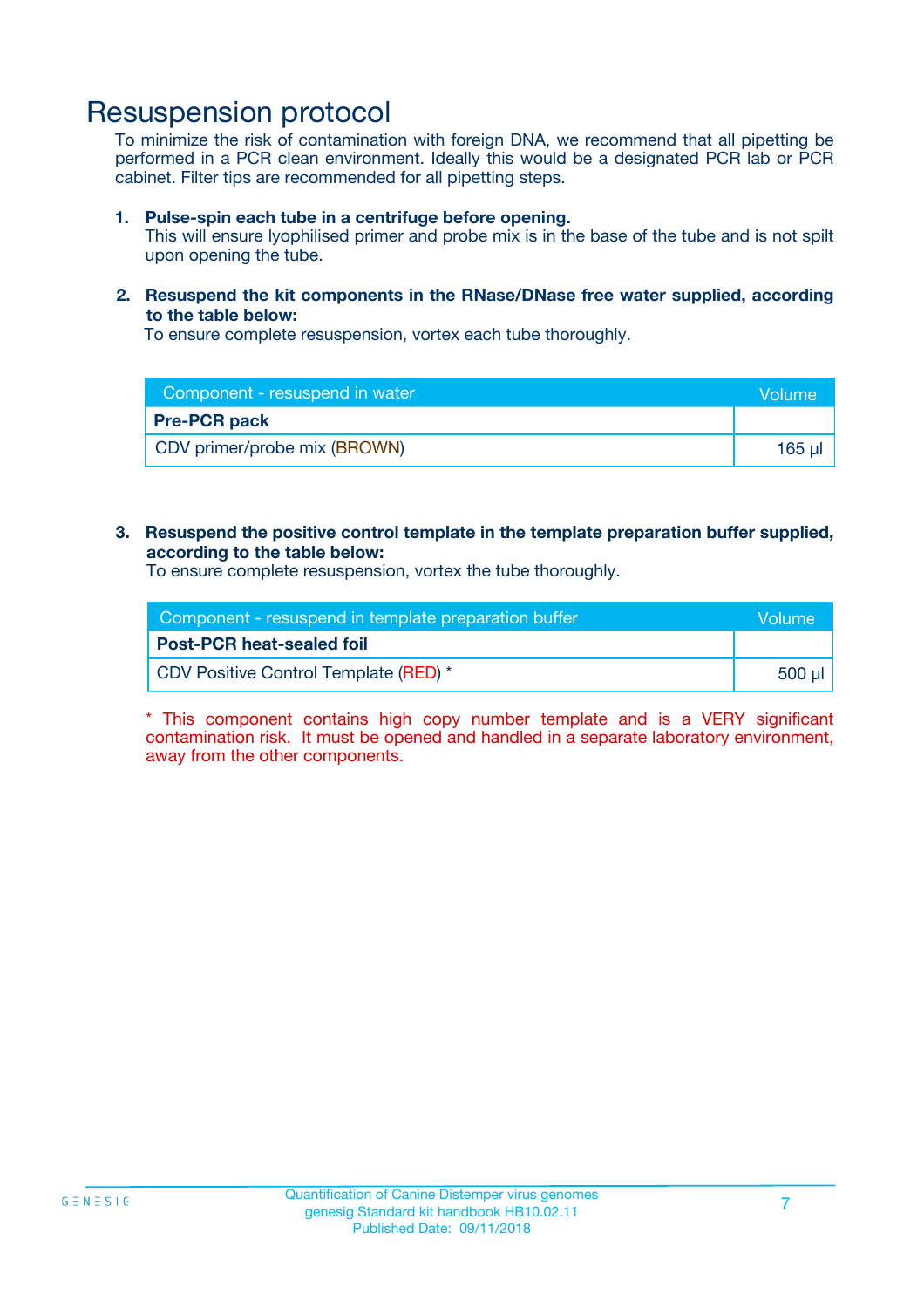# Resuspension protocol

To minimize the risk of contamination with foreign DNA, we recommend that all pipetting be performed in a PCR clean environment. Ideally this would be a designated PCR lab or PCR cabinet. Filter tips are recommended for all pipetting steps.

1. **Pulse-spin each tube in a centrifuge before opening.**
   This will ensure lyophilised primer and probe mix is in the base of the tube and is not spilt upon opening the tube.

2. **Resuspend the kit components in the RNase/DNase free water supplied, according to the table below:**
   To ensure complete resuspension, vortex each tube thoroughly.

| Component - resuspend in water | Volume |
|---|---|
| **Pre-PCR pack** | |
| CDV primer/probe mix (BROWN) | 165 µl |

3. **Resuspend the positive control template in the template preparation buffer supplied, according to the table below:**
   To ensure complete resuspension, vortex the tube thoroughly.

| Component - resuspend in template preparation buffer | Volume |
|---|---|
| **Post-PCR heat-sealed foil** | |
| CDV Positive Control Template (RED) * | 500 µl |

* This component contains high copy number template and is a VERY significant contamination risk. It must be opened and handled in a separate laboratory environment, away from the other components.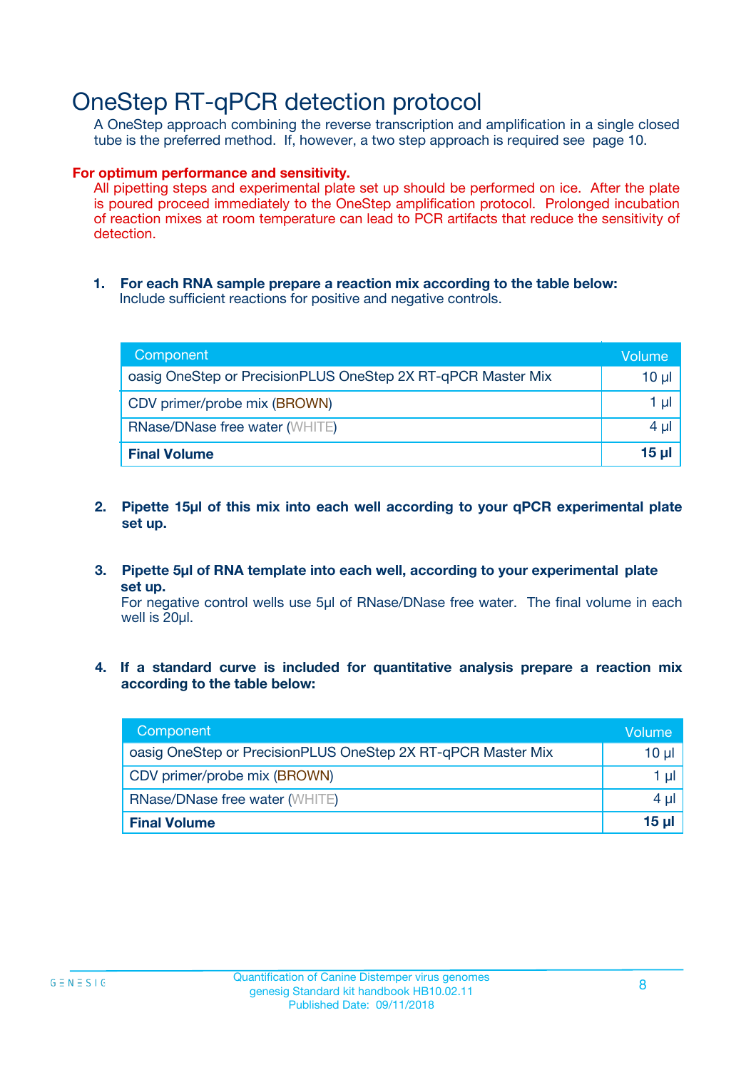# OneStep RT-qPCR detection protocol

A OneStep approach combining the reverse transcription and amplification in a single closed tube is the preferred method. If, however, a two step approach is required see page 10.

**For optimum performance and sensitivity.**

All pipetting steps and experimental plate set up should be performed on ice. After the plate is poured proceed immediately to the OneStep amplification protocol. Prolonged incubation of reaction mixes at room temperature can lead to PCR artifacts that reduce the sensitivity of detection.

1. **For each RNA sample prepare a reaction mix according to the table below:**
   Include sufficient reactions for positive and negative controls.

| Component | Volume |
|---|---|
| oasig OneStep or PrecisionPLUS OneStep 2X RT-qPCR Master Mix | 10 µl |
| CDV primer/probe mix (BROWN) | 1 µl |
| RNase/DNase free water (WHITE) | 4 µl |
| **Final Volume** | **15 µl** |

2. **Pipette 15µl of this mix into each well according to your qPCR experimental plate set up.**

3. **Pipette 5µl of RNA template into each well, according to your experimental plate set up.**
   For negative control wells use 5µl of RNase/DNase free water. The final volume in each well is 20µl.

4. **If a standard curve is included for quantitative analysis prepare a reaction mix according to the table below:**

| Component | Volume |
|---|---|
| oasig OneStep or PrecisionPLUS OneStep 2X RT-qPCR Master Mix | 10 µl |
| CDV primer/probe mix (BROWN) | 1 µl |
| RNase/DNase free water (WHITE) | 4 µl |
| **Final Volume** | **15 µl** |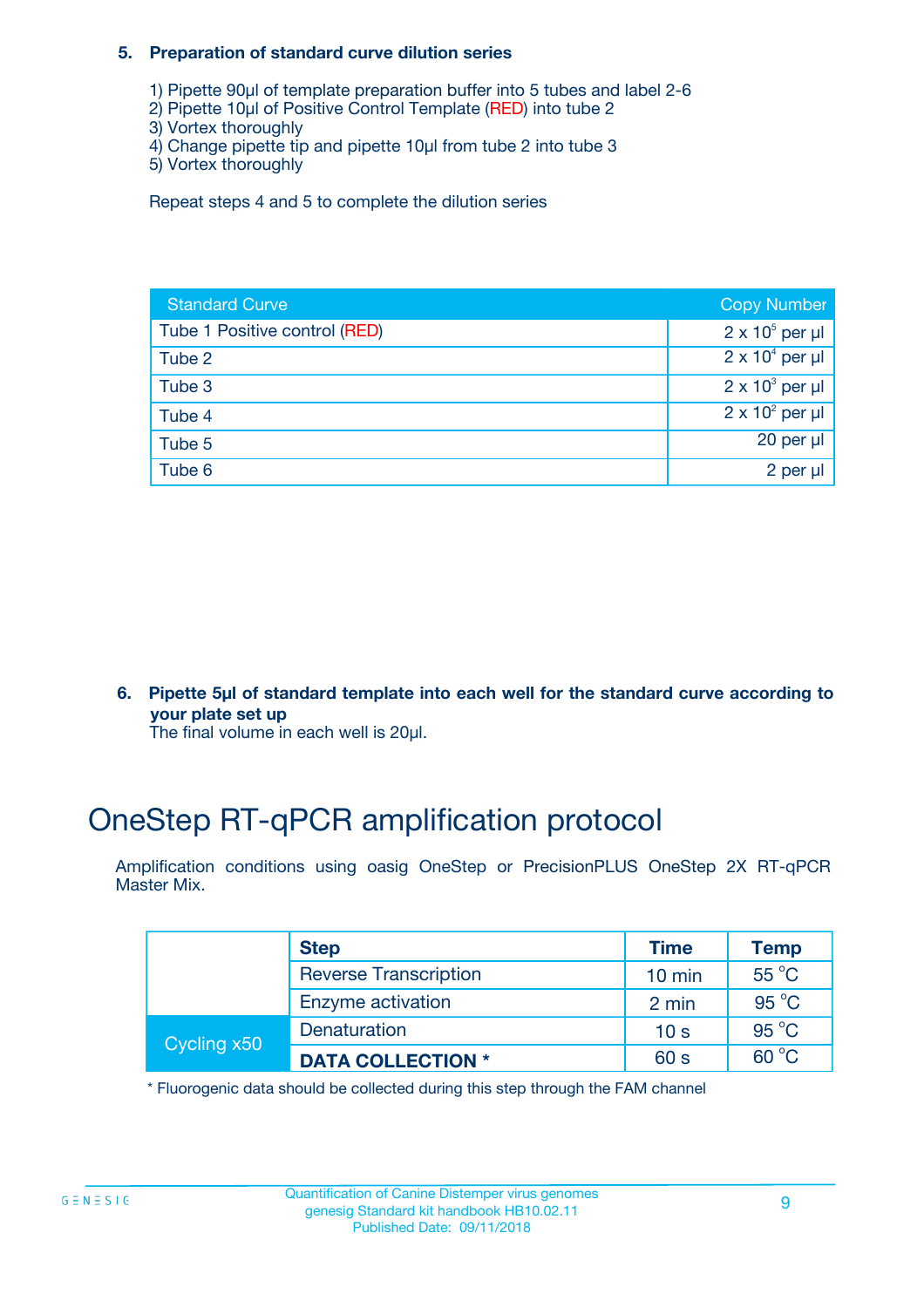**5. Preparation of standard curve dilution series**

1) Pipette 90µl of template preparation buffer into 5 tubes and label 2-6
2) Pipette 10µl of Positive Control Template (RED) into tube 2
3) Vortex thoroughly
4) Change pipette tip and pipette 10µl from tube 2 into tube 3
5) Vortex thoroughly

Repeat steps 4 and 5 to complete the dilution series

| Standard Curve | Copy Number |
|---|---|
| Tube 1 Positive control (RED) | $2 \times 10^5$ per µl |
| Tube 2 | $2 \times 10^4$ per µl |
| Tube 3 | $2 \times 10^3$ per µl |
| Tube 4 | $2 \times 10^2$ per µl |
| Tube 5 | 20 per µl |
| Tube 6 | 2 per µl |

**6. Pipette 5µl of standard template into each well for the standard curve according to your plate set up**
The final volume in each well is 20µl.

# OneStep RT-qPCR amplification protocol

Amplification conditions using oasig OneStep or PrecisionPLUS OneStep 2X RT-qPCR Master Mix.

| | Step | Time | Temp |
|---|---|---|---|
| | Reverse Transcription | 10 min | 55 °C |
| | Enzyme activation | 2 min | 95 °C |
| Cycling x50 | Denaturation | 10 s | 95 °C |
| | **DATA COLLECTION *** | 60 s | 60 °C |

* Fluorogenic data should be collected during this step through the FAM channel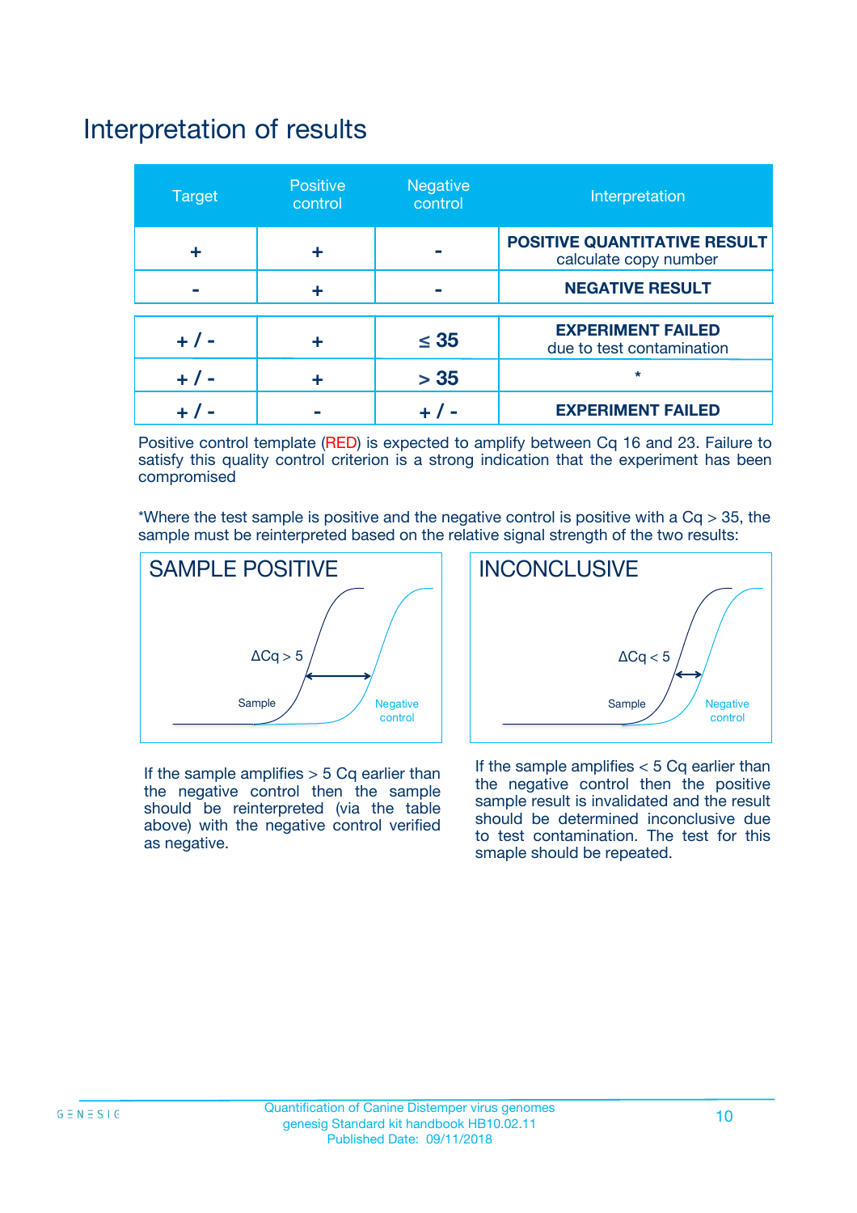# Interpretation of results

| Target | Positive control | Negative control | Interpretation |
|---|---|---|---|
| + | + | - | **POSITIVE QUANTITATIVE RESULT** calculate copy number |
| - | + | - | **NEGATIVE RESULT** |
| + / - | + | ≤ 35 | **EXPERIMENT FAILED** due to test contamination |
| + / - | + | > 35 | * |
| + / - | - | + / - | **EXPERIMENT FAILED** |

Positive control template (RED) is expected to amplify between Cq 16 and 23. Failure to satisfy this quality control criterion is a strong indication that the experiment has been compromised

*Where the test sample is positive and the negative control is positive with a Cq > 35, the sample must be reinterpreted based on the relative signal strength of the two results:

## SAMPLE POSITIVE

ΔCq > 5

Sample

Negative control

If the sample amplifies > 5 Cq earlier than the negative control then the sample should be reinterpreted (via the table above) with the negative control verified as negative.

## INCONCLUSIVE

ΔCq < 5

Sample

Negative control

If the sample amplifies < 5 Cq earlier than the negative control then the positive sample result is invalidated and the result should be determined inconclusive due to test contamination. The test for this smaple should be repeated.